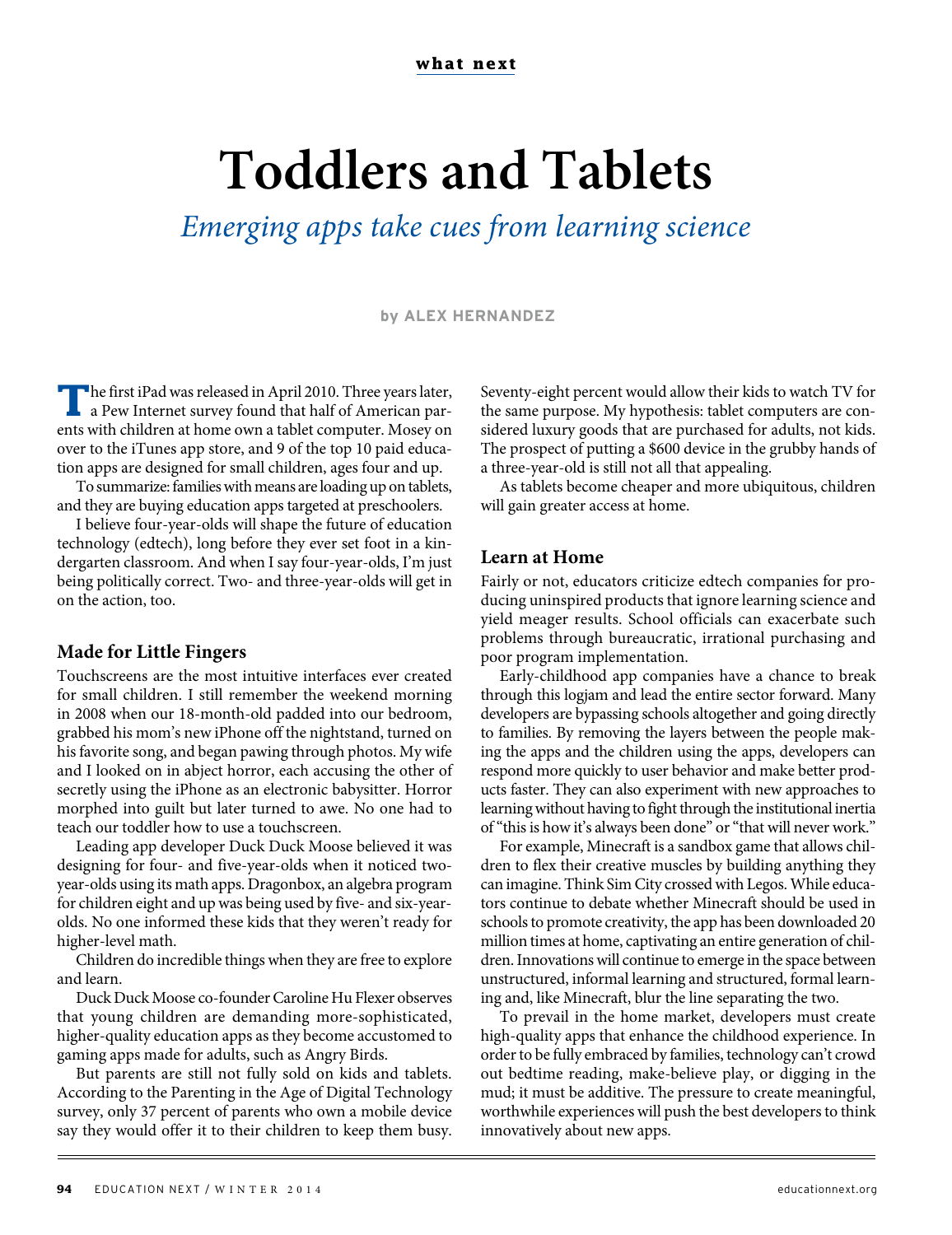what next

# Toddlers and Tablets

*Emerging apps take cues from learning science*

by ALEX HERNANDEZ

The first iPad was released in April 2010. Three years later, a Pew Internet survey found that half of American parents with children at home own a tablet computer. Mosey on over to the iTunes app store, and 9 of the top 10 paid education apps are designed for small children, ages four and up.

To summarize: families with means are loading up on tablets, and they are buying education apps targeted at preschoolers.

I believe four-year-olds will shape the future of education technology (edtech), long before they ever set foot in a kindergarten classroom. And when I say four-year-olds, I'm just being politically correct. Two- and three-year-olds will get in on the action, too.

## Made for Little Fingers

Touchscreens are the most intuitive interfaces ever created for small children. I still remember the weekend morning in 2008 when our 18-month-old padded into our bedroom, grabbed his mom's new iPhone off the nightstand, turned on his favorite song, and began pawing through photos. My wife and I looked on in abject horror, each accusing the other of secretly using the iPhone as an electronic babysitter. Horror morphed into guilt but later turned to awe. No one had to teach our toddler how to use a touchscreen.

Leading app developer Duck Duck Moose believed it was designing for four- and five-year-olds when it noticed two-year-olds using its math apps. Dragonbox, an algebra program for children eight and up was being used by five- and six-year-olds. No one informed these kids that they weren't ready for higher-level math.

Children do incredible things when they are free to explore and learn.

Duck Duck Moose co-founder Caroline Hu Flexer observes that young children are demanding more-sophisticated, higher-quality education apps as they become accustomed to gaming apps made for adults, such as Angry Birds.

But parents are still not fully sold on kids and tablets. According to the Parenting in the Age of Digital Technology survey, only 37 percent of parents who own a mobile device say they would offer it to their children to keep them busy. Seventy-eight percent would allow their kids to watch TV for the same purpose. My hypothesis: tablet computers are considered luxury goods that are purchased for adults, not kids. The prospect of putting a $600 device in the grubby hands of a three-year-old is still not all that appealing.

As tablets become cheaper and more ubiquitous, children will gain greater access at home.

## Learn at Home

Fairly or not, educators criticize edtech companies for producing uninspired products that ignore learning science and yield meager results. School officials can exacerbate such problems through bureaucratic, irrational purchasing and poor program implementation.

Early-childhood app companies have a chance to break through this logjam and lead the entire sector forward. Many developers are bypassing schools altogether and going directly to families. By removing the layers between the people making the apps and the children using the apps, developers can respond more quickly to user behavior and make better products faster. They can also experiment with new approaches to learning without having to fight through the institutional inertia of "this is how it's always been done" or "that will never work."

For example, Minecraft is a sandbox game that allows children to flex their creative muscles by building anything they can imagine. Think Sim City crossed with Legos. While educators continue to debate whether Minecraft should be used in schools to promote creativity, the app has been downloaded 20 million times at home, captivating an entire generation of children. Innovations will continue to emerge in the space between unstructured, informal learning and structured, formal learning and, like Minecraft, blur the line separating the two.

To prevail in the home market, developers must create high-quality apps that enhance the childhood experience. In order to be fully embraced by families, technology can't crowd out bedtime reading, make-believe play, or digging in the mud; it must be additive. The pressure to create meaningful, worthwhile experiences will push the best developers to think innovatively about new apps.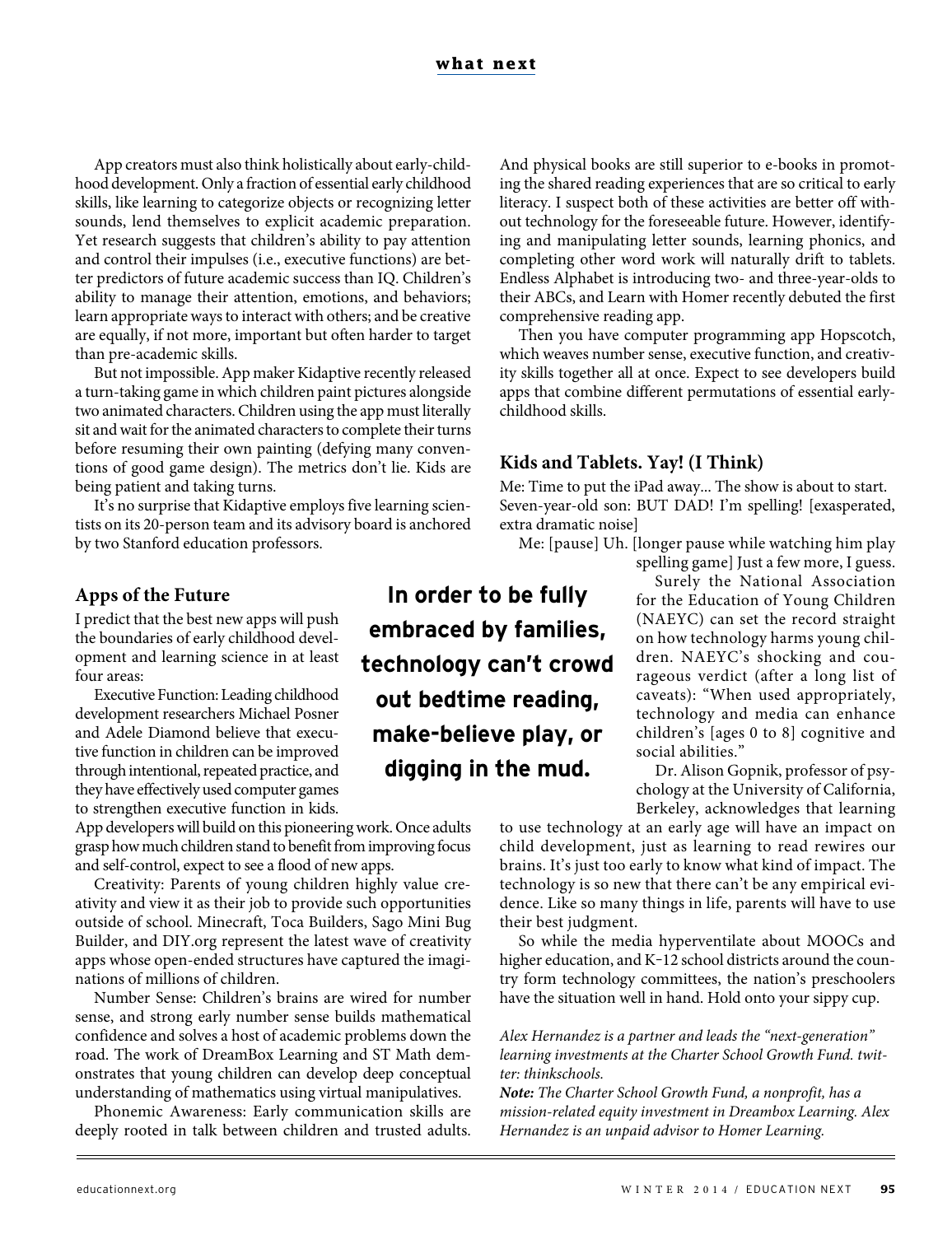App creators must also think holistically about early-childhood development. Only a fraction of essential early childhood skills, like learning to categorize objects or recognizing letter sounds, lend themselves to explicit academic preparation. Yet research suggests that children's ability to pay attention and control their impulses (i.e., executive functions) are better predictors of future academic success than IQ. Children's ability to manage their attention, emotions, and behaviors; learn appropriate ways to interact with others; and be creative are equally, if not more, important but often harder to target than pre-academic skills.

But not impossible. App maker Kidaptive recently released a turn-taking game in which children paint pictures alongside two animated characters. Children using the app must literally sit and wait for the animated characters to complete their turns before resuming their own painting (defying many conventions of good game design). The metrics don't lie. Kids are being patient and taking turns.

It's no surprise that Kidaptive employs five learning scientists on its 20-person team and its advisory board is anchored by two Stanford education professors.

## Apps of the Future

I predict that the best new apps will push the boundaries of early childhood development and learning science in at least four areas:

Executive Function: Leading childhood development researchers Michael Posner and Adele Diamond believe that executive function in children can be improved through intentional, repeated practice, and they have effectively used computer games to strengthen executive function in kids. App developers will build on this pioneering work. Once adults grasp how much children stand to benefit from improving focus and self-control, expect to see a flood of new apps.

Creativity: Parents of young children highly value creativity and view it as their job to provide such opportunities outside of school. Minecraft, Toca Builders, Sago Mini Bug Builder, and DIY.org represent the latest wave of creativity apps whose open-ended structures have captured the imaginations of millions of children.

Number Sense: Children's brains are wired for number sense, and strong early number sense builds mathematical confidence and solves a host of academic problems down the road. The work of DreamBox Learning and ST Math demonstrates that young children can develop deep conceptual understanding of mathematics using virtual manipulatives.

Phonemic Awareness: Early communication skills are deeply rooted in talk between children and trusted adults. And physical books are still superior to e-books in promoting the shared reading experiences that are so critical to early literacy. I suspect both of these activities are better off without technology for the foreseeable future. However, identifying and manipulating letter sounds, learning phonics, and completing other word work will naturally drift to tablets. Endless Alphabet is introducing two- and three-year-olds to their ABCs, and Learn with Homer recently debuted the first comprehensive reading app.

Then you have computer programming app Hopscotch, which weaves number sense, executive function, and creativity skills together all at once. Expect to see developers build apps that combine different permutations of essential early-childhood skills.

**In order to be fully embraced by families, technology can't crowd out bedtime reading, make-believe play, or digging in the mud.**

## Kids and Tablets. Yay! (I Think)

Me: Time to put the iPad away... The show is about to start.
Seven-year-old son: BUT DAD! I'm spelling! [exasperated, extra dramatic noise]

Me: [pause] Uh. [longer pause while watching him play spelling game] Just a few more, I guess.

Surely the National Association for the Education of Young Children (NAEYC) can set the record straight on how technology harms young children. NAEYC's shocking and courageous verdict (after a long list of caveats): "When used appropriately, technology and media can enhance children's [ages 0 to 8] cognitive and social abilities."

Dr. Alison Gopnik, professor of psychology at the University of California, Berkeley, acknowledges that learning to use technology at an early age will have an impact on child development, just as learning to read rewires our brains. It's just too early to know what kind of impact. The technology is so new that there can't be any empirical evidence. Like so many things in life, parents will have to use their best judgment.

So while the media hyperventilate about MOOCs and higher education, and K–12 school districts around the country form technology committees, the nation's preschoolers have the situation well in hand. Hold onto your sippy cup.

*Alex Hernandez is a partner and leads the "next-generation" learning investments at the Charter School Growth Fund. twitter: thinkschools.*

***Note:** The Charter School Growth Fund, a nonprofit, has a mission-related equity investment in Dreambox Learning. Alex Hernandez is an unpaid advisor to Homer Learning.*